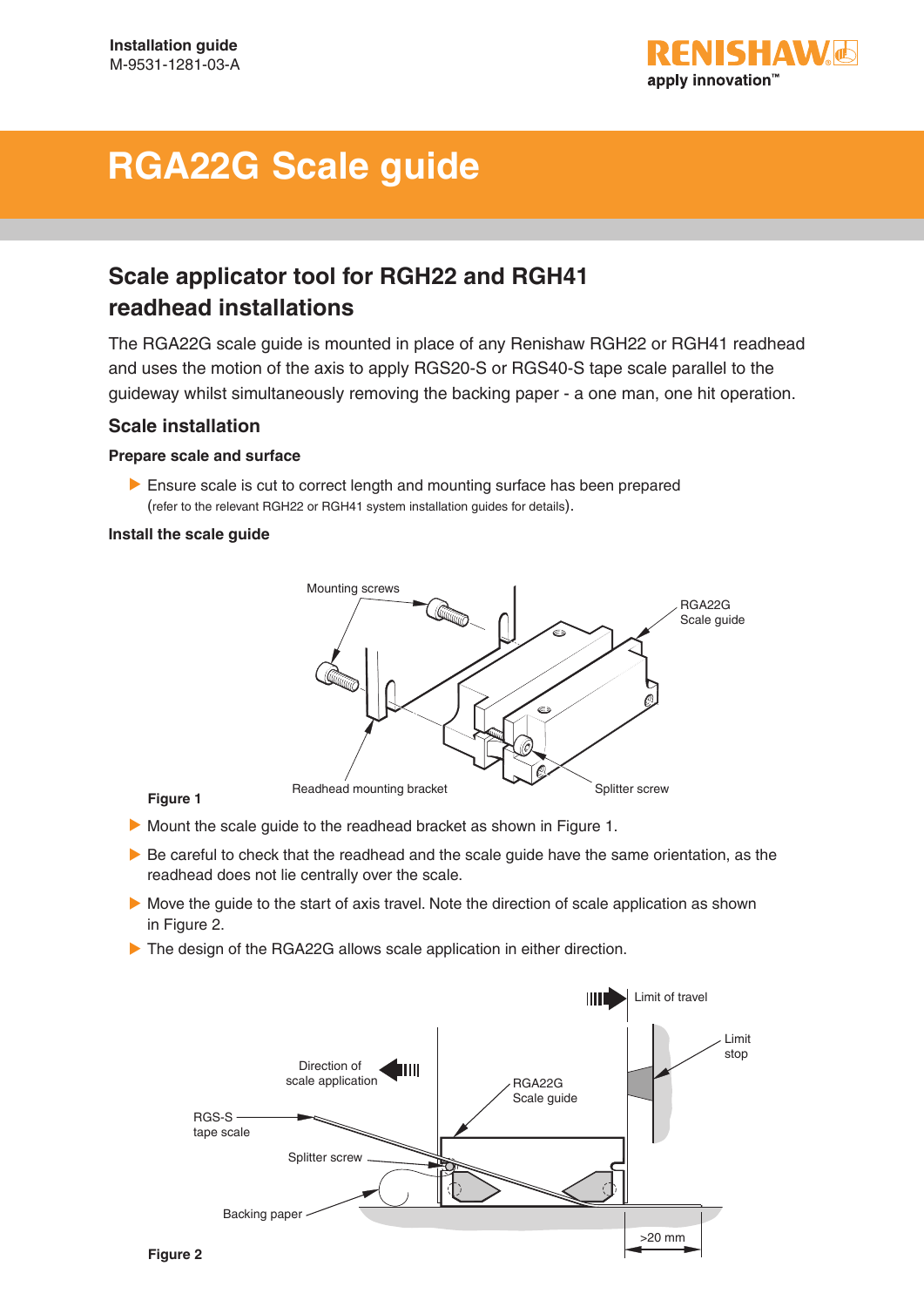**Installation guide**
M-9531-1281-03-A

# RGA22G Scale guide

## Scale applicator tool for RGH22 and RGH41 readhead installations

The RGA22G scale guide is mounted in place of any Renishaw RGH22 or RGH41 readhead and uses the motion of the axis to apply RGS20-S or RGS40-S tape scale parallel to the guideway whilst simultaneously removing the backing paper - a one man, one hit operation.

### Scale installation

**Prepare scale and surface**

- Ensure scale is cut to correct length and mounting surface has been prepared (refer to the relevant RGH22 or RGH41 system installation guides for details).

**Install the scale guide**

Mounting screws
RGA22G Scale guide
Readhead mounting bracket
Splitter screw

**Figure 1**

- Mount the scale guide to the readhead bracket as shown in Figure 1.
- Be careful to check that the readhead and the scale guide have the same orientation, as the readhead does not lie centrally over the scale.
- Move the guide to the start of axis travel. Note the direction of scale application as shown in Figure 2.
- The design of the RGA22G allows scale application in either direction.

Limit of travel
Limit stop
Direction of scale application
RGA22G Scale guide
RGS-S tape scale
Splitter screw
Backing paper
>20 mm

**Figure 2**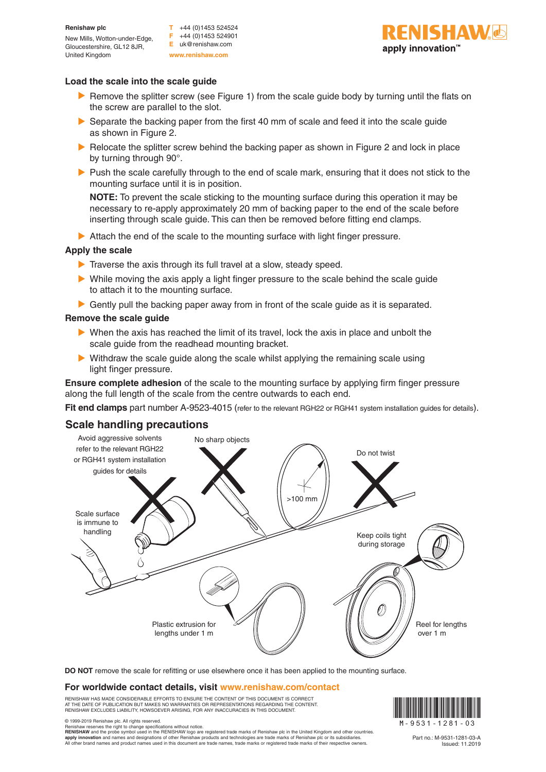## Load the scale into the scale guide

- Remove the splitter screw (see Figure 1) from the scale guide body by turning until the flats on the screw are parallel to the slot.
- Separate the backing paper from the first 40 mm of scale and feed it into the scale guide as shown in Figure 2.
- Relocate the splitter screw behind the backing paper as shown in Figure 2 and lock in place by turning through 90°.
- Push the scale carefully through to the end of scale mark, ensuring that it does not stick to the mounting surface until it is in position.

  **NOTE:** To prevent the scale sticking to the mounting surface during this operation it may be necessary to re-apply approximately 20 mm of backing paper to the end of the scale before inserting through scale guide. This can then be removed before fitting end clamps.
- Attach the end of the scale to the mounting surface with light finger pressure.

## Apply the scale

- Traverse the axis through its full travel at a slow, steady speed.
- While moving the axis apply a light finger pressure to the scale behind the scale guide to attach it to the mounting surface.
- Gently pull the backing paper away from in front of the scale guide as it is separated.

## Remove the scale guide

- When the axis has reached the limit of its travel, lock the axis in place and unbolt the scale guide from the readhead mounting bracket.
- Withdraw the scale guide along the scale whilst applying the remaining scale using light finger pressure.

**Ensure complete adhesion** of the scale to the mounting surface by applying firm finger pressure along the full length of the scale from the centre outwards to each end.

**Fit end clamps** part number A-9523-4015 (refer to the relevant RGH22 or RGH41 system installation guides for details).

## Scale handling precautions

Avoid aggressive solvents refer to the relevant RGH22 or RGH41 system installation guides for details

No sharp objects

Do not twist

>100 mm

Scale surface is immune to handling

Keep coils tight during storage

Plastic extrusion for lengths under 1 m

Reel for lengths over 1 m

**DO NOT** remove the scale for refitting or use elsewhere once it has been applied to the mounting surface.

### For worldwide contact details, visit www.renishaw.com/contact

RENISHAW HAS MADE CONSIDERABLE EFFORTS TO ENSURE THE CONTENT OF THIS DOCUMENT IS CORRECT AT THE DATE OF PUBLICATION BUT MAKES NO WARRANTIES OR REPRESENTATIONS REGARDING THE CONTENT. RENISHAW EXCLUDES LIABILITY, HOWSOEVER ARISING, FOR ANY INACCURACIES IN THIS DOCUMENT.

© 1999-2019 Renishaw plc. All rights reserved.
Renishaw reserves the right to change specifications without notice.
**RENISHAW** and the probe symbol used in the RENISHAW logo are registered trade marks of Renishaw plc in the United Kingdom and other countries.
**apply innovation** and names and designations of other Renishaw products and technologies are trade marks of Renishaw plc or its subsidiaries.
All other brand names and product names used in this document are trade names, trade marks or registered trade marks of their respective owners.

M-9531-1281-03

Part no.: M-9531-1281-03-A
Issued: 11.2019